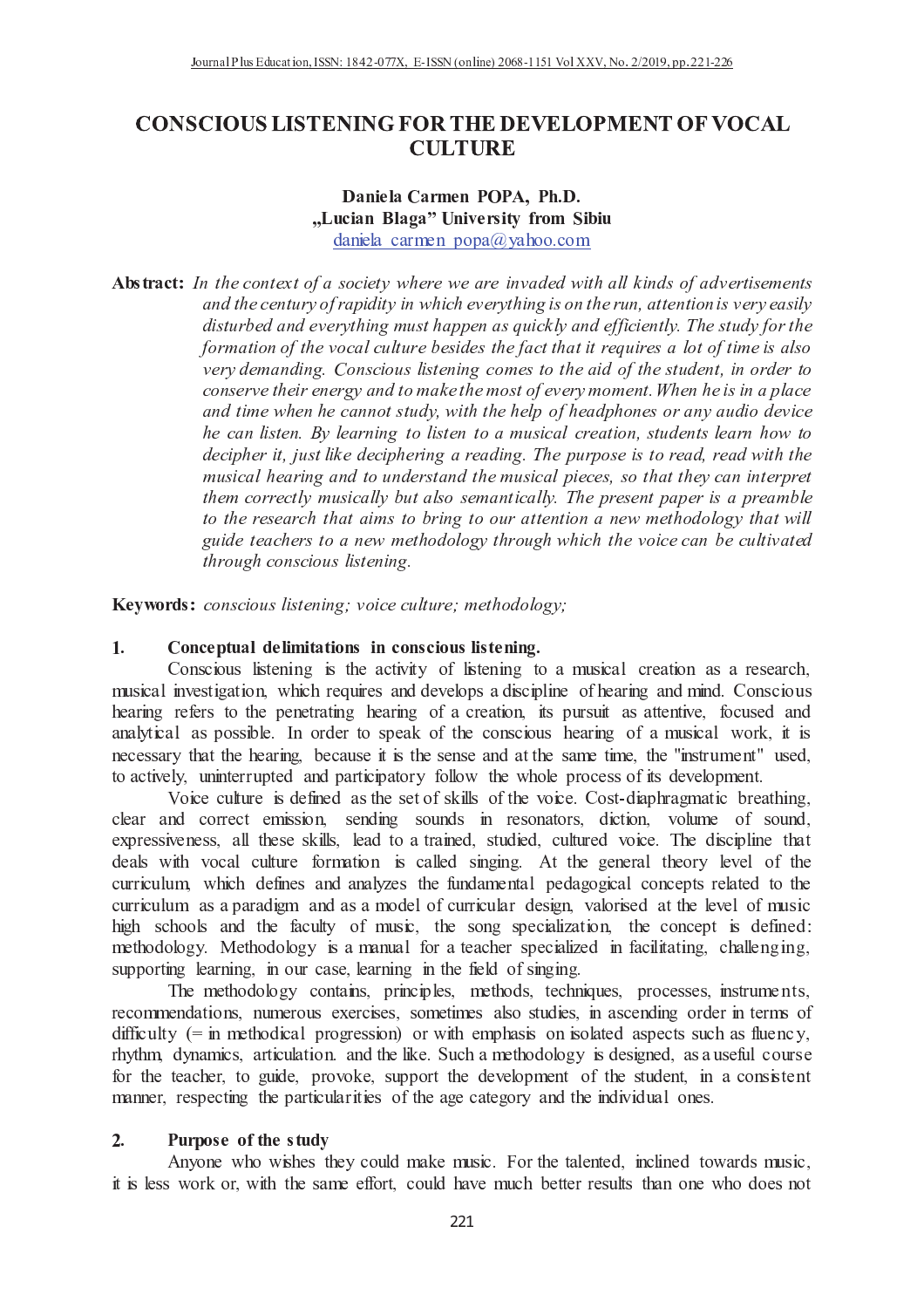# CONSCIOUS LISTENING FOR THE DEVELOPMENT OF VOCAL CULTURE

**Daniela Carmen POPA, Ph.D.**
**„Lucian Blaga" University from Sibiu**
daniela_carmen_popa@yahoo.com

**Abstract:** *In the context of a society where we are invaded with all kinds of advertisements and the century of rapidity in which everything is on the run, attention is very easily disturbed and everything must happen as quickly and efficiently. The study for the formation of the vocal culture besides the fact that it requires a lot of time is also very demanding. Conscious listening comes to the aid of the student, in order to conserve their energy and to make the most of every moment. When he is in a place and time when he cannot study, with the help of headphones or any audio device he can listen. By learning to listen to a musical creation, students learn how to decipher it, just like deciphering a reading. The purpose is to read, read with the musical hearing and to understand the musical pieces, so that they can interpret them correctly musically but also semantically. The present paper is a preamble to the research that aims to bring to our attention a new methodology that will guide teachers to a new methodology through which the voice can be cultivated through conscious listening.*

**Keywords:** *conscious listening; voice culture; methodology;*

## 1. Conceptual delimitations in conscious listening.

Conscious listening is the activity of listening to a musical creation as a research, musical investigation, which requires and develops a discipline of hearing and mind. Conscious hearing refers to the penetrating hearing of a creation, its pursuit as attentive, focused and analytical as possible. In order to speak of the conscious hearing of a musical work, it is necessary that the hearing, because it is the sense and at the same time, the "instrument" used, to actively, uninterrupted and participatory follow the whole process of its development.

Voice culture is defined as the set of skills of the voice. Cost-diaphragmatic breathing, clear and correct emission, sending sounds in resonators, diction, volume of sound, expressiveness, all these skills, lead to a trained, studied, cultured voice. The discipline that deals with vocal culture formation is called singing. At the general theory level of the curriculum, which defines and analyzes the fundamental pedagogical concepts related to the curriculum as a paradigm and as a model of curricular design, valorised at the level of music high schools and the faculty of music, the song specialization, the concept is defined: methodology. Methodology is a manual for a teacher specialized in facilitating, challenging, supporting learning, in our case, learning in the field of singing.

The methodology contains, principles, methods, techniques, processes, instruments, recommendations, numerous exercises, sometimes also studies, in ascending order in terms of difficulty (= in methodical progression) or with emphasis on isolated aspects such as fluency, rhythm, dynamics, articulation. and the like. Such a methodology is designed, as a useful course for the teacher, to guide, provoke, support the development of the student, in a consistent manner, respecting the particularities of the age category and the individual ones.

## 2. Purpose of the study

Anyone who wishes they could make music. For the talented, inclined towards music, it is less work or, with the same effort, could have much better results than one who does not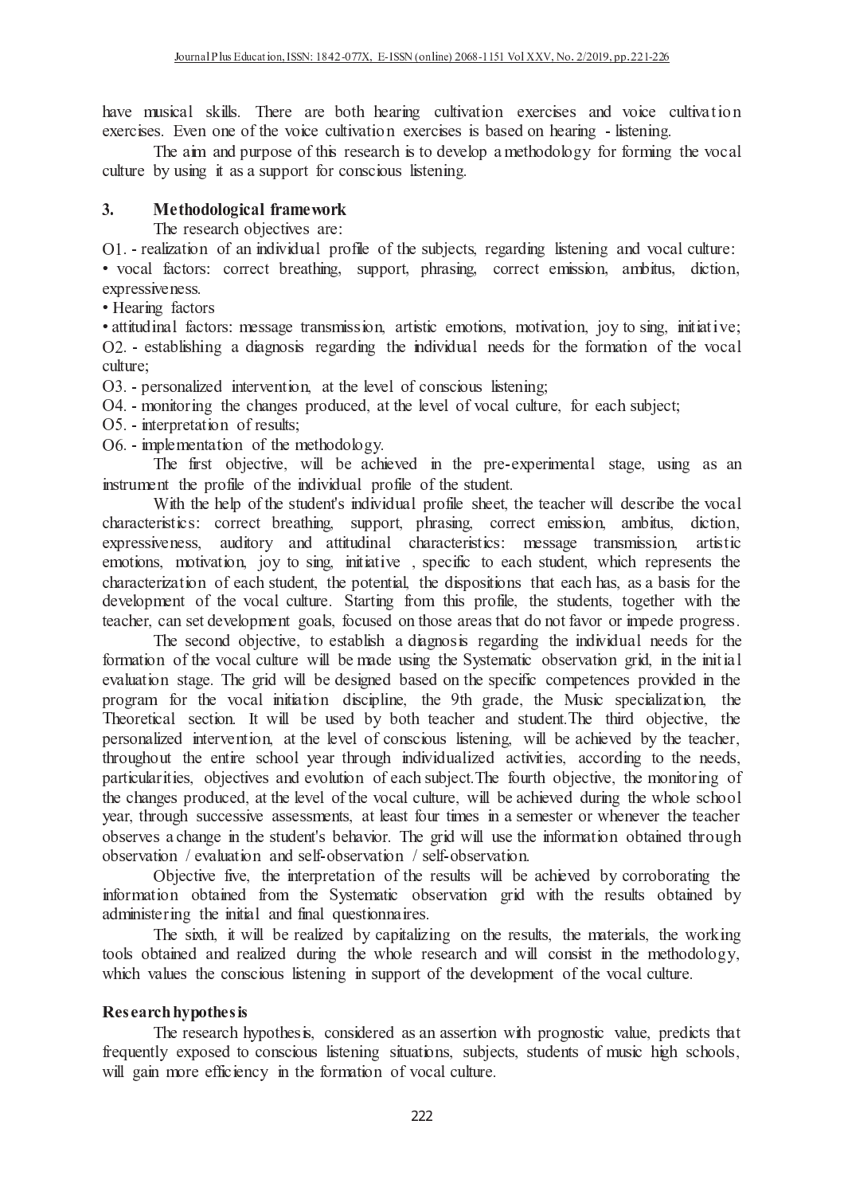have musical skills. There are both hearing cultivation exercises and voice cultivation exercises. Even one of the voice cultivation exercises is based on hearing - listening.

The aim and purpose of this research is to develop a methodology for forming the vocal culture by using it as a support for conscious listening.

## 3. Methodological framework

The research objectives are:

O1. - realization of an individual profile of the subjects, regarding listening and vocal culture:

• vocal factors: correct breathing, support, phrasing, correct emission, ambitus, diction, expressiveness.

• Hearing factors

• attitudinal factors: message transmission, artistic emotions, motivation, joy to sing, initiative;

O2. - establishing a diagnosis regarding the individual needs for the formation of the vocal culture;

O3. - personalized intervention, at the level of conscious listening;

O4. - monitoring the changes produced, at the level of vocal culture, for each subject;

O5. - interpretation of results;

O6. - implementation of the methodology.

The first objective, will be achieved in the pre-experimental stage, using as an instrument the profile of the individual profile of the student.

With the help of the student's individual profile sheet, the teacher will describe the vocal characteristics: correct breathing, support, phrasing, correct emission, ambitus, diction, expressiveness, auditory and attitudinal characteristics: message transmission, artistic emotions, motivation, joy to sing, initiative , specific to each student, which represents the characterization of each student, the potential, the dispositions that each has, as a basis for the development of the vocal culture. Starting from this profile, the students, together with the teacher, can set development goals, focused on those areas that do not favor or impede progress.

The second objective, to establish a diagnosis regarding the individual needs for the formation of the vocal culture will be made using the Systematic observation grid, in the initial evaluation stage. The grid will be designed based on the specific competences provided in the program for the vocal initiation discipline, the 9th grade, the Music specialization, the Theoretical section. It will be used by both teacher and student.The third objective, the personalized intervention, at the level of conscious listening, will be achieved by the teacher, throughout the entire school year through individualized activities, according to the needs, particularities, objectives and evolution of each subject.The fourth objective, the monitoring of the changes produced, at the level of the vocal culture, will be achieved during the whole school year, through successive assessments, at least four times in a semester or whenever the teacher observes a change in the student's behavior. The grid will use the information obtained through observation / evaluation and self-observation / self-observation.

Objective five, the interpretation of the results will be achieved by corroborating the information obtained from the Systematic observation grid with the results obtained by administering the initial and final questionnaires.

The sixth, it will be realized by capitalizing on the results, the materials, the working tools obtained and realized during the whole research and will consist in the methodology, which values the conscious listening in support of the development of the vocal culture.

### Research hypothesis

The research hypothesis, considered as an assertion with prognostic value, predicts that frequently exposed to conscious listening situations, subjects, students of music high schools, will gain more efficiency in the formation of vocal culture.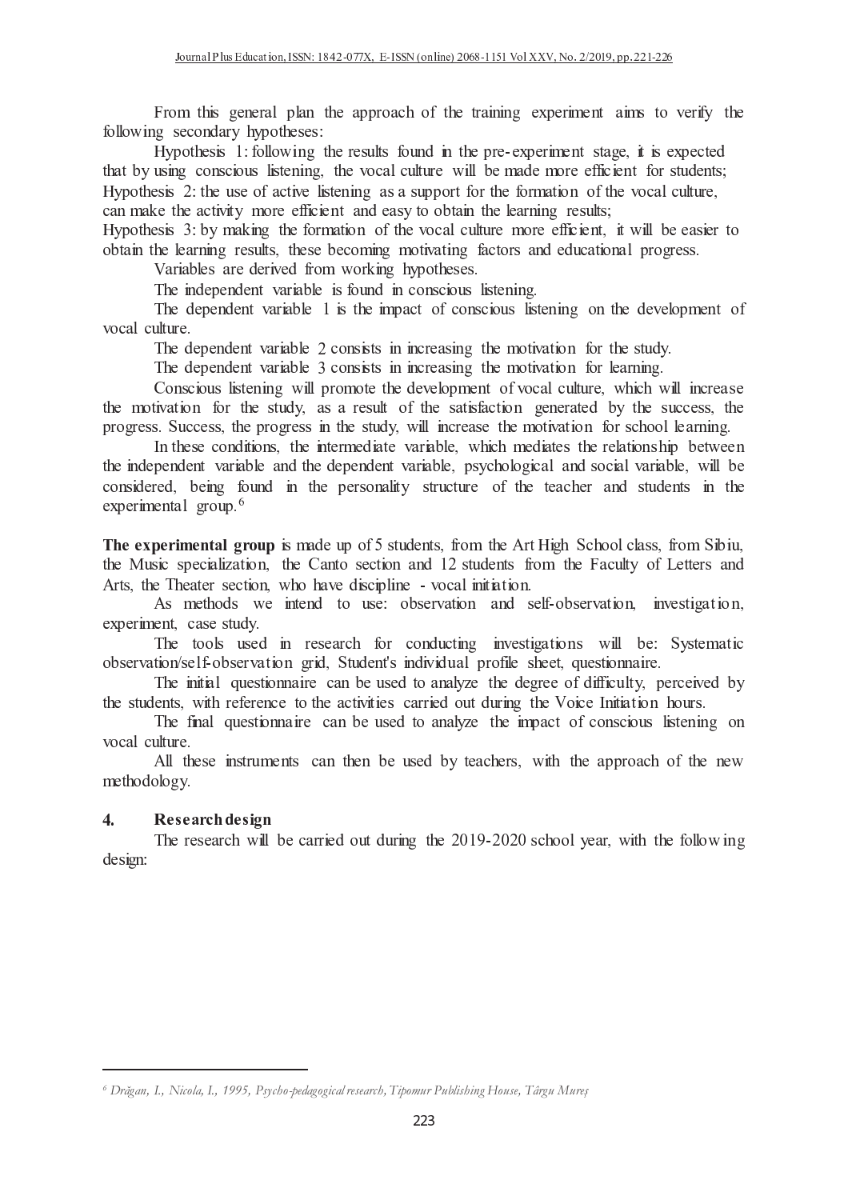From this general plan the approach of the training experiment aims to verify the following secondary hypotheses:

Hypothesis 1: following the results found in the pre-experiment stage, it is expected that by using conscious listening, the vocal culture will be made more efficient for students;

Hypothesis 2: the use of active listening as a support for the formation of the vocal culture, can make the activity more efficient and easy to obtain the learning results;

Hypothesis 3: by making the formation of the vocal culture more efficient, it will be easier to obtain the learning results, these becoming motivating factors and educational progress.

Variables are derived from working hypotheses.

The independent variable is found in conscious listening.

The dependent variable 1 is the impact of conscious listening on the development of vocal culture.

The dependent variable 2 consists in increasing the motivation for the study.

The dependent variable 3 consists in increasing the motivation for learning.

Conscious listening will promote the development of vocal culture, which will increase the motivation for the study, as a result of the satisfaction generated by the success, the progress. Success, the progress in the study, will increase the motivation for school learning.

In these conditions, the intermediate variable, which mediates the relationship between the independent variable and the dependent variable, psychological and social variable, will be considered, being found in the personality structure of the teacher and students in the experimental group.[6]

**The experimental group** is made up of 5 students, from the Art High School class, from Sibiu, the Music specialization, the Canto section and 12 students from the Faculty of Letters and Arts, the Theater section, who have discipline - vocal initiation.

As methods we intend to use: observation and self-observation, investigation, experiment, case study.

The tools used in research for conducting investigations will be: Systematic observation/self-observation grid, Student's individual profile sheet, questionnaire.

The initial questionnaire can be used to analyze the degree of difficulty, perceived by the students, with reference to the activities carried out during the Voice Initiation hours.

The final questionnaire can be used to analyze the impact of conscious listening on vocal culture.

All these instruments can then be used by teachers, with the approach of the new methodology.

## 4. Research design

The research will be carried out during the 2019-2020 school year, with the following design:

[6] *Drăgan, I., Nicola, I., 1995, Psycho-pedagogical research, Tipomur Publishing House, Târgu Mureș*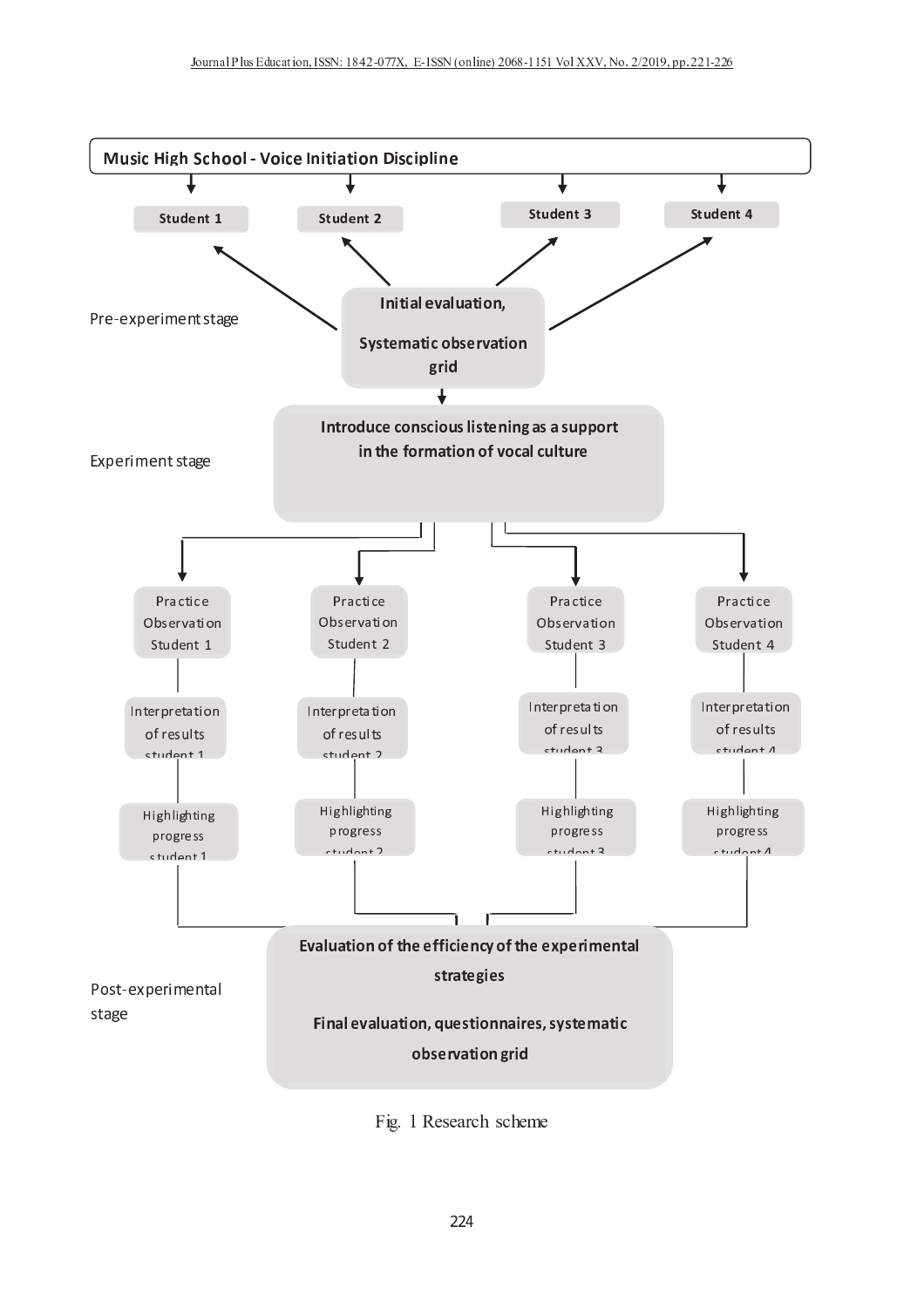Music High School - Voice Initiation Discipline

Student 1 | Student 2 | Student 3 | Student 4

Pre-experiment stage

Initial evaluation,

Systematic observation grid

Experiment stage

Introduce conscious listening as a support in the formation of vocal culture

| Practice Observation Student 1 | Practice Observation Student 2 | Practice Observation Student 3 | Practice Observation Student 4 |
|---|---|---|---|
| Interpretation of results student 1 | Interpretation of results student 2 | Interpretation of results student 3 | Interpretation of results student 4 |
| Highlighting progress student 1 | Highlighting progress student 2 | Highlighting progress student 3 | Highlighting progress student 4 |

Post-experimental stage

Evaluation of the efficiency of the experimental strategies

Final evaluation, questionnaires, systematic observation grid

Fig. 1 Research scheme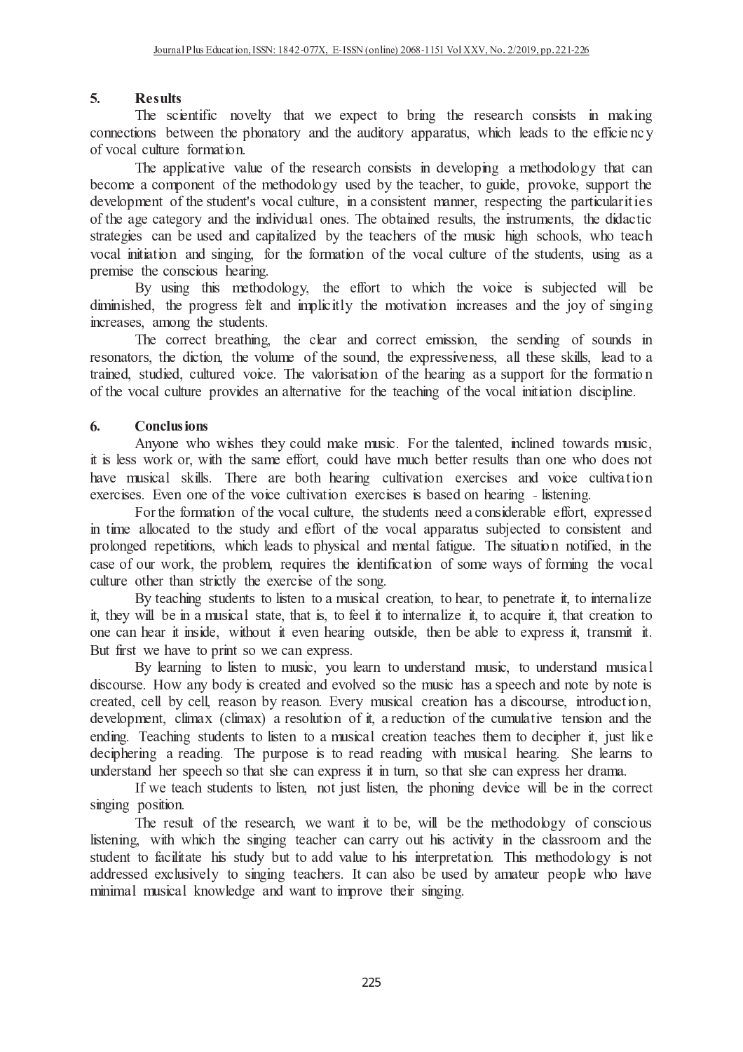## 5. Results

The scientific novelty that we expect to bring the research consists in making connections between the phonatory and the auditory apparatus, which leads to the efficiency of vocal culture formation.

The applicative value of the research consists in developing a methodology that can become a component of the methodology used by the teacher, to guide, provoke, support the development of the student's vocal culture, in a consistent manner, respecting the particularities of the age category and the individual ones. The obtained results, the instruments, the didactic strategies can be used and capitalized by the teachers of the music high schools, who teach vocal initiation and singing, for the formation of the vocal culture of the students, using as a premise the conscious hearing.

By using this methodology, the effort to which the voice is subjected will be diminished, the progress felt and implicitly the motivation increases and the joy of singing increases, among the students.

The correct breathing, the clear and correct emission, the sending of sounds in resonators, the diction, the volume of the sound, the expressiveness, all these skills, lead to a trained, studied, cultured voice. The valorisation of the hearing as a support for the formation of the vocal culture provides an alternative for the teaching of the vocal initiation discipline.

## 6. Conclusions

Anyone who wishes they could make music. For the talented, inclined towards music, it is less work or, with the same effort, could have much better results than one who does not have musical skills. There are both hearing cultivation exercises and voice cultivation exercises. Even one of the voice cultivation exercises is based on hearing - listening.

For the formation of the vocal culture, the students need a considerable effort, expressed in time allocated to the study and effort of the vocal apparatus subjected to consistent and prolonged repetitions, which leads to physical and mental fatigue. The situation notified, in the case of our work, the problem, requires the identification of some ways of forming the vocal culture other than strictly the exercise of the song.

By teaching students to listen to a musical creation, to hear, to penetrate it, to internalize it, they will be in a musical state, that is, to feel it to internalize it, to acquire it, that creation to one can hear it inside, without it even hearing outside, then be able to express it, transmit it. But first we have to print so we can express.

By learning to listen to music, you learn to understand music, to understand musical discourse. How any body is created and evolved so the music has a speech and note by note is created, cell by cell, reason by reason. Every musical creation has a discourse, introduction, development, climax (climax) a resolution of it, a reduction of the cumulative tension and the ending. Teaching students to listen to a musical creation teaches them to decipher it, just like deciphering a reading. The purpose is to read reading with musical hearing. She learns to understand her speech so that she can express it in turn, so that she can express her drama.

If we teach students to listen, not just listen, the phoning device will be in the correct singing position.

The result of the research, we want it to be, will be the methodology of conscious listening, with which the singing teacher can carry out his activity in the classroom and the student to facilitate his study but to add value to his interpretation. This methodology is not addressed exclusively to singing teachers. It can also be used by amateur people who have minimal musical knowledge and want to improve their singing.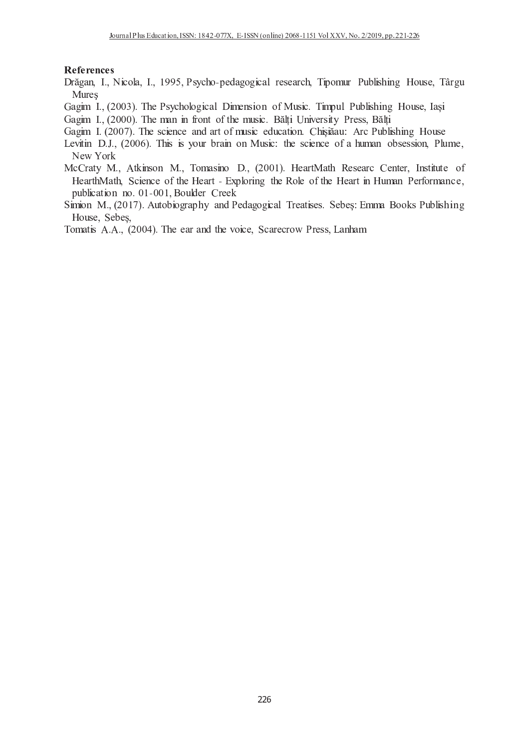**References**

Drăgan, I., Nicola, I., 1995, Psycho-pedagogical research, Tipomur Publishing House, Târgu Mureş

Gagim I., (2003). The Psychological Dimension of Music. Timpul Publishing House, Iași

Gagim I., (2000). The man in front of the music. Bălți University Press, Bălți

Gagim I. (2007). The science and art of music education. Chișiăau: Arc Publishing House

Levitin D.J., (2006). This is your brain on Music: the science of a human obsession, Plume, New York

McCraty M., Atkinson M., Tomasino D., (2001). HeartMath Researc Center, Institute of HearthMath, Science of the Heart - Exploring the Role of the Heart in Human Performance, publication no. 01-001, Boulder Creek

Simion M., (2017). Autobiography and Pedagogical Treatises. Sebeș: Emma Books Publishing House, Sebeș,

Tomatis A.A., (2004). The ear and the voice, Scarecrow Press, Lanham